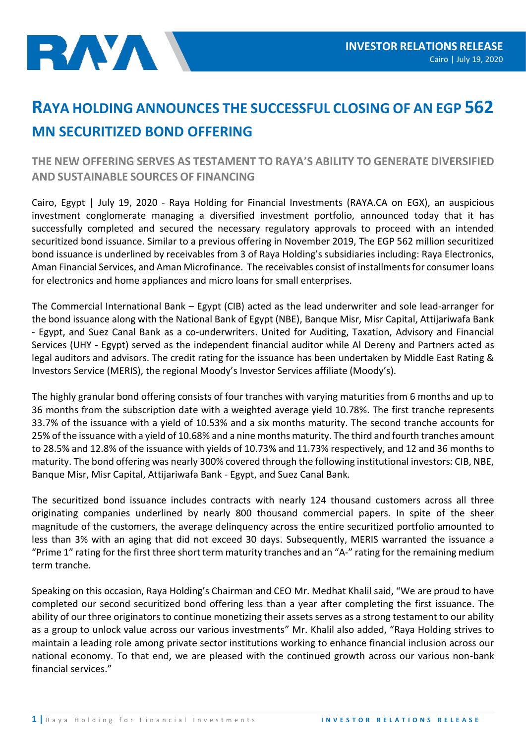**INVESTOR RELATIONS RELEASE**
Cairo | July 19, 2020

# RAYA HOLDING ANNOUNCES THE SUCCESSFUL CLOSING OF AN EGP 562 MN SECURITIZED BOND OFFERING

## THE NEW OFFERING SERVES AS TESTAMENT TO RAYA'S ABILITY TO GENERATE DIVERSIFIED AND SUSTAINABLE SOURCES OF FINANCING

Cairo, Egypt | July 19, 2020 - Raya Holding for Financial Investments (RAYA.CA on EGX), an auspicious investment conglomerate managing a diversified investment portfolio, announced today that it has successfully completed and secured the necessary regulatory approvals to proceed with an intended securitized bond issuance. Similar to a previous offering in November 2019, The EGP 562 million securitized bond issuance is underlined by receivables from 3 of Raya Holding's subsidiaries including: Raya Electronics, Aman Financial Services, and Aman Microfinance. The receivables consist of installments for consumer loans for electronics and home appliances and micro loans for small enterprises.

The Commercial International Bank – Egypt (CIB) acted as the lead underwriter and sole lead-arranger for the bond issuance along with the National Bank of Egypt (NBE), Banque Misr, Misr Capital, Attijariwafa Bank - Egypt, and Suez Canal Bank as a co-underwriters. United for Auditing, Taxation, Advisory and Financial Services (UHY - Egypt) served as the independent financial auditor while Al Dereny and Partners acted as legal auditors and advisors. The credit rating for the issuance has been undertaken by Middle East Rating & Investors Service (MERIS), the regional Moody's Investor Services affiliate (Moody's).

The highly granular bond offering consists of four tranches with varying maturities from 6 months and up to 36 months from the subscription date with a weighted average yield 10.78%. The first tranche represents 33.7% of the issuance with a yield of 10.53% and a six months maturity. The second tranche accounts for 25% of the issuance with a yield of 10.68% and a nine months maturity. The third and fourth tranches amount to 28.5% and 12.8% of the issuance with yields of 10.73% and 11.73% respectively, and 12 and 36 months to maturity. The bond offering was nearly 300% covered through the following institutional investors: CIB, NBE, Banque Misr, Misr Capital, Attijariwafa Bank - Egypt, and Suez Canal Bank.

The securitized bond issuance includes contracts with nearly 124 thousand customers across all three originating companies underlined by nearly 800 thousand commercial papers. In spite of the sheer magnitude of the customers, the average delinquency across the entire securitized portfolio amounted to less than 3% with an aging that did not exceed 30 days. Subsequently, MERIS warranted the issuance a "Prime 1" rating for the first three short term maturity tranches and an "A-" rating for the remaining medium term tranche.

Speaking on this occasion, Raya Holding's Chairman and CEO Mr. Medhat Khalil said, "We are proud to have completed our second securitized bond offering less than a year after completing the first issuance. The ability of our three originators to continue monetizing their assets serves as a strong testament to our ability as a group to unlock value across our various investments" Mr. Khalil also added, "Raya Holding strives to maintain a leading role among private sector institutions working to enhance financial inclusion across our national economy. To that end, we are pleased with the continued growth across our various non-bank financial services."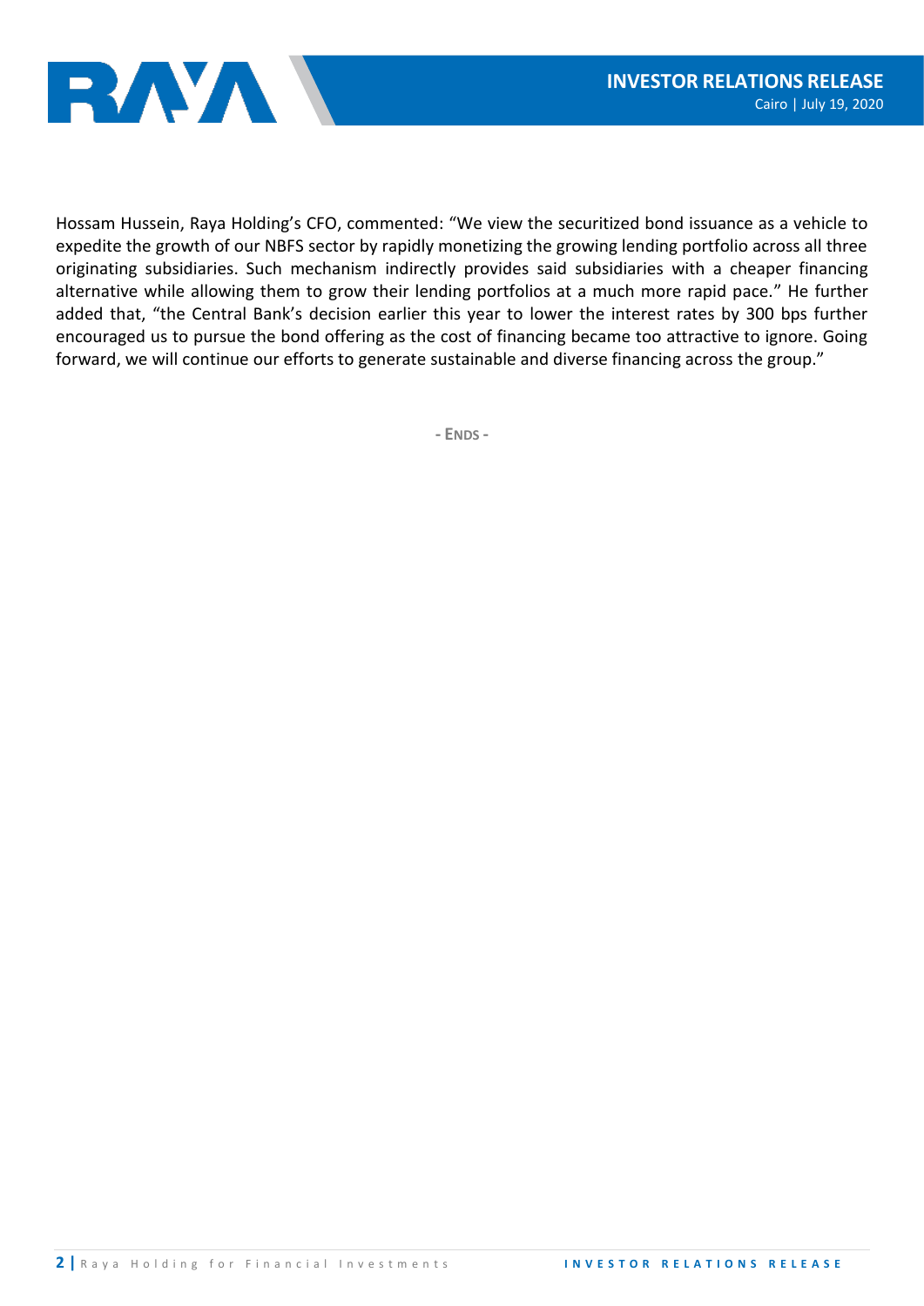Hossam Hussein, Raya Holding's CFO, commented: "We view the securitized bond issuance as a vehicle to expedite the growth of our NBFS sector by rapidly monetizing the growing lending portfolio across all three originating subsidiaries. Such mechanism indirectly provides said subsidiaries with a cheaper financing alternative while allowing them to grow their lending portfolios at a much more rapid pace." He further added that, "the Central Bank's decision earlier this year to lower the interest rates by 300 bps further encouraged us to pursue the bond offering as the cost of financing became too attractive to ignore. Going forward, we will continue our efforts to generate sustainable and diverse financing across the group."

- ENDS -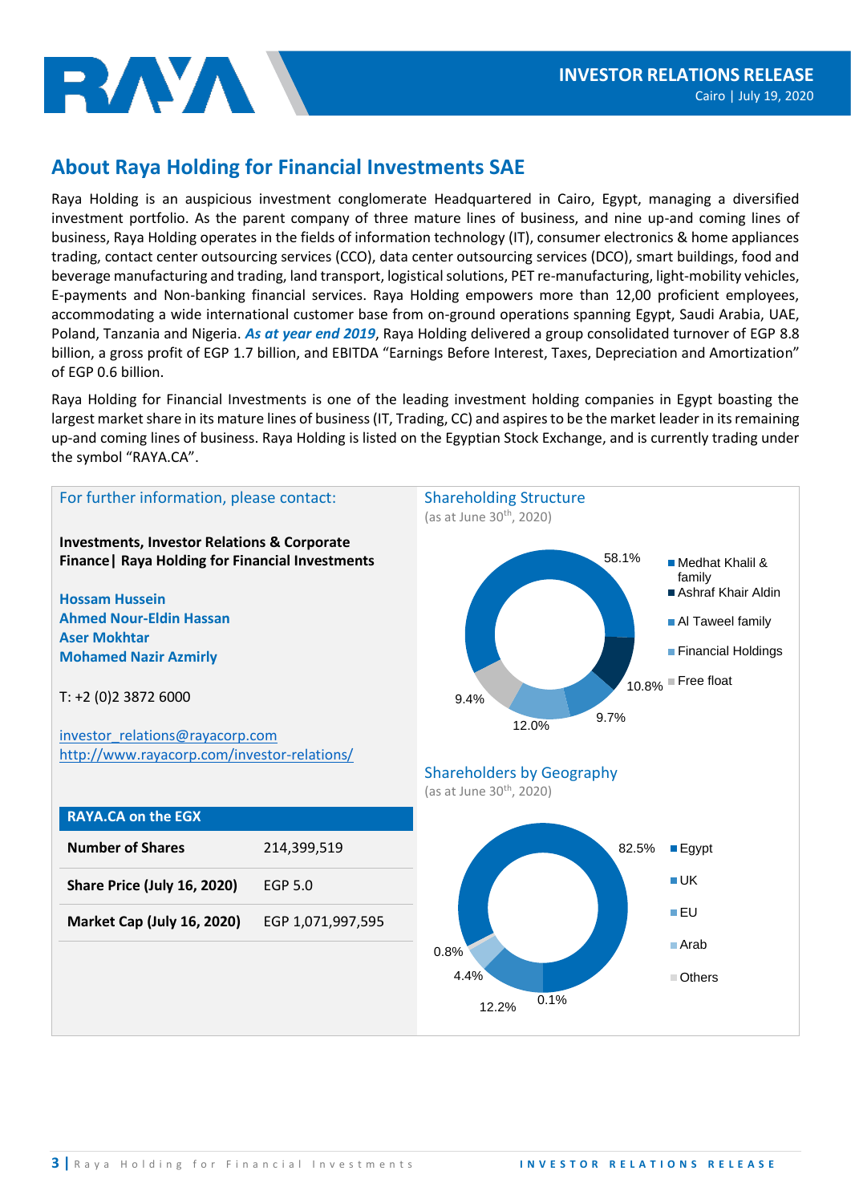## About Raya Holding for Financial Investments SAE

Raya Holding is an auspicious investment conglomerate Headquartered in Cairo, Egypt, managing a diversified investment portfolio. As the parent company of three mature lines of business, and nine up-and coming lines of business, Raya Holding operates in the fields of information technology (IT), consumer electronics & home appliances trading, contact center outsourcing services (CCO), data center outsourcing services (DCO), smart buildings, food and beverage manufacturing and trading, land transport, logistical solutions, PET re-manufacturing, light-mobility vehicles, E-payments and Non-banking financial services. Raya Holding empowers more than 12,00 proficient employees, accommodating a wide international customer base from on-ground operations spanning Egypt, Saudi Arabia, UAE, Poland, Tanzania and Nigeria. ***As at year end 2019***, Raya Holding delivered a group consolidated turnover of EGP 8.8 billion, a gross profit of EGP 1.7 billion, and EBITDA "Earnings Before Interest, Taxes, Depreciation and Amortization" of EGP 0.6 billion.

Raya Holding for Financial Investments is one of the leading investment holding companies in Egypt boasting the largest market share in its mature lines of business (IT, Trading, CC) and aspires to be the market leader in its remaining up-and coming lines of business. Raya Holding is listed on the Egyptian Stock Exchange, and is currently trading under the symbol "RAYA.CA".

For further information, please contact:

**Investments, Investor Relations & Corporate Finance| Raya Holding for Financial Investments**

**Hossam Hussein**
**Ahmed Nour-Eldin Hassan**
**Aser Mokhtar**
**Mohamed Nazir Azmirly**

T: +2 (0)2 3872 6000

investor_relations@rayacorp.com
http://www.rayacorp.com/investor-relations/

| RAYA.CA on the EGX | |
|---|---|
| **Number of Shares** | 214,399,519 |
| **Share Price (July 16, 2020)** | EGP 5.0 |
| **Market Cap (July 16, 2020)** | EGP 1,071,997,595 |

Shareholding Structure
(as at June 30th, 2020)

58.1%
10.8%
9.7%
12.0%
9.4%

Medhat Khalil & family
Ashraf Khair Aldin
Al Taweel family
Financial Holdings
Free float

Shareholders by Geography
(as at June 30th, 2020)

82.5%
0.1%
12.2%
4.4%
0.8%

Egypt
UK
EU
Arab
Others